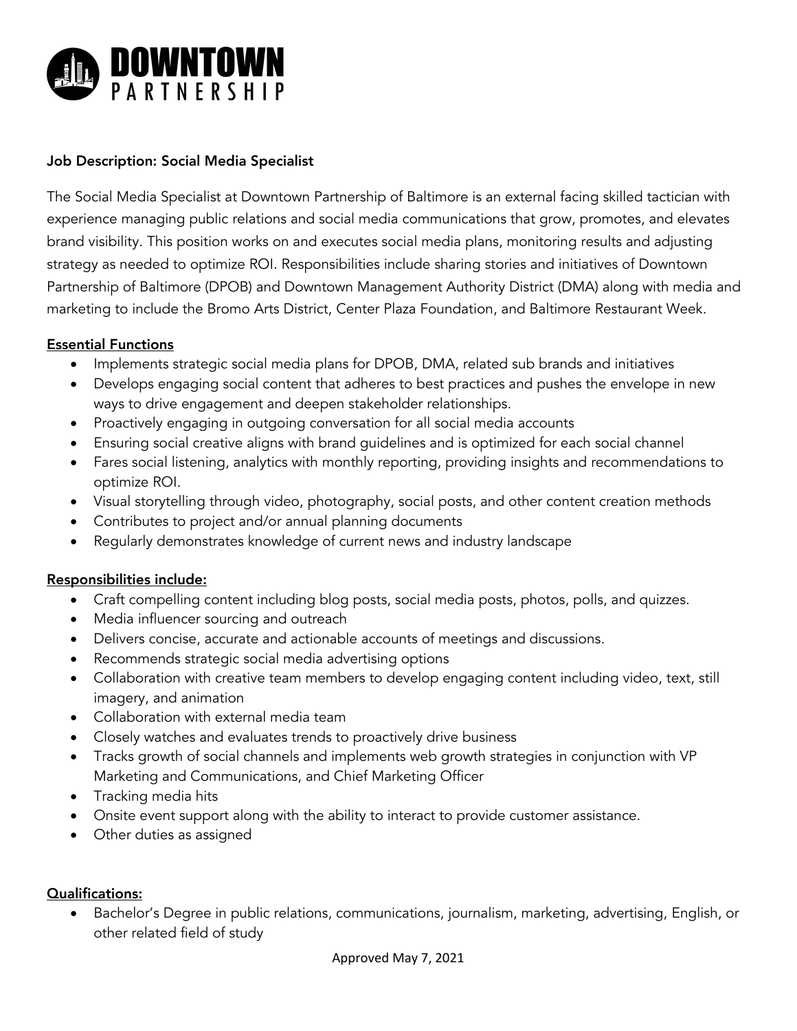DOWNTOWN PARTNERSHIP

**Job Description: Social Media Specialist**

The Social Media Specialist at Downtown Partnership of Baltimore is an external facing skilled tactician with experience managing public relations and social media communications that grow, promotes, and elevates brand visibility. This position works on and executes social media plans, monitoring results and adjusting strategy as needed to optimize ROI. Responsibilities include sharing stories and initiatives of Downtown Partnership of Baltimore (DPOB) and Downtown Management Authority District (DMA) along with media and marketing to include the Bromo Arts District, Center Plaza Foundation, and Baltimore Restaurant Week.

**Essential Functions**

- Implements strategic social media plans for DPOB, DMA, related sub brands and initiatives
- Develops engaging social content that adheres to best practices and pushes the envelope in new ways to drive engagement and deepen stakeholder relationships.
- Proactively engaging in outgoing conversation for all social media accounts
- Ensuring social creative aligns with brand guidelines and is optimized for each social channel
- Fares social listening, analytics with monthly reporting, providing insights and recommendations to optimize ROI.
- Visual storytelling through video, photography, social posts, and other content creation methods
- Contributes to project and/or annual planning documents
- Regularly demonstrates knowledge of current news and industry landscape

**Responsibilities include:**

- Craft compelling content including blog posts, social media posts, photos, polls, and quizzes.
- Media influencer sourcing and outreach
- Delivers concise, accurate and actionable accounts of meetings and discussions.
- Recommends strategic social media advertising options
- Collaboration with creative team members to develop engaging content including video, text, still imagery, and animation
- Collaboration with external media team
- Closely watches and evaluates trends to proactively drive business
- Tracks growth of social channels and implements web growth strategies in conjunction with VP Marketing and Communications, and Chief Marketing Officer
- Tracking media hits
- Onsite event support along with the ability to interact to provide customer assistance.
- Other duties as assigned

**Qualifications:**

- Bachelor's Degree in public relations, communications, journalism, marketing, advertising, English, or other related field of study

Approved May 7, 2021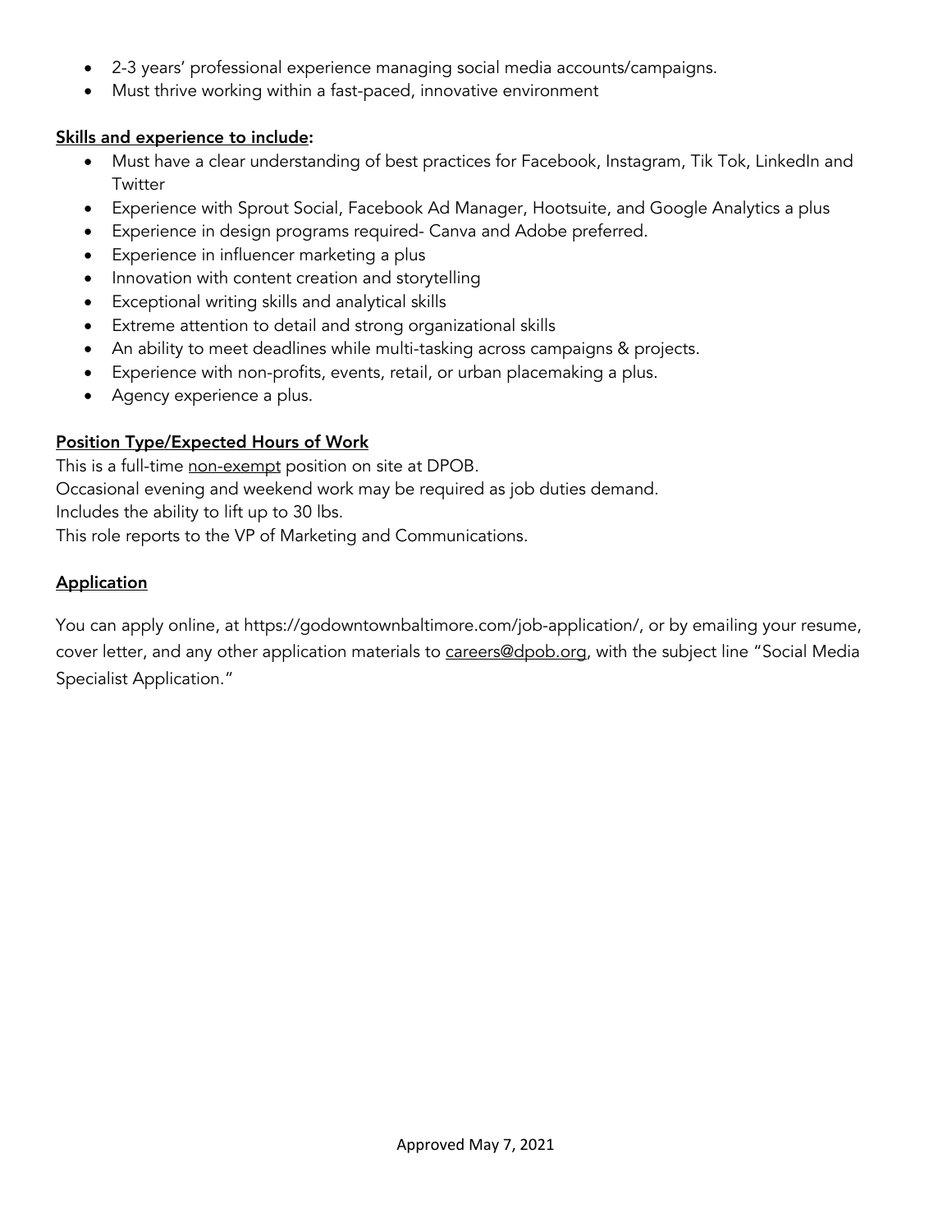- 2-3 years' professional experience managing social media accounts/campaigns.
- Must thrive working within a fast-paced, innovative environment

**Skills and experience to include:**

- Must have a clear understanding of best practices for Facebook, Instagram, Tik Tok, LinkedIn and Twitter
- Experience with Sprout Social, Facebook Ad Manager, Hootsuite, and Google Analytics a plus
- Experience in design programs required- Canva and Adobe preferred.
- Experience in influencer marketing a plus
- Innovation with content creation and storytelling
- Exceptional writing skills and analytical skills
- Extreme attention to detail and strong organizational skills
- An ability to meet deadlines while multi-tasking across campaigns & projects.
- Experience with non-profits, events, retail, or urban placemaking a plus.
- Agency experience a plus.

**Position Type/Expected Hours of Work**

This is a full-time non-exempt position on site at DPOB.
Occasional evening and weekend work may be required as job duties demand.
Includes the ability to lift up to 30 lbs.
This role reports to the VP of Marketing and Communications.

**Application**

You can apply online, at https://godowntownbaltimore.com/job-application/, or by emailing your resume, cover letter, and any other application materials to careers@dpob.org, with the subject line "Social Media Specialist Application."

Approved May 7, 2021